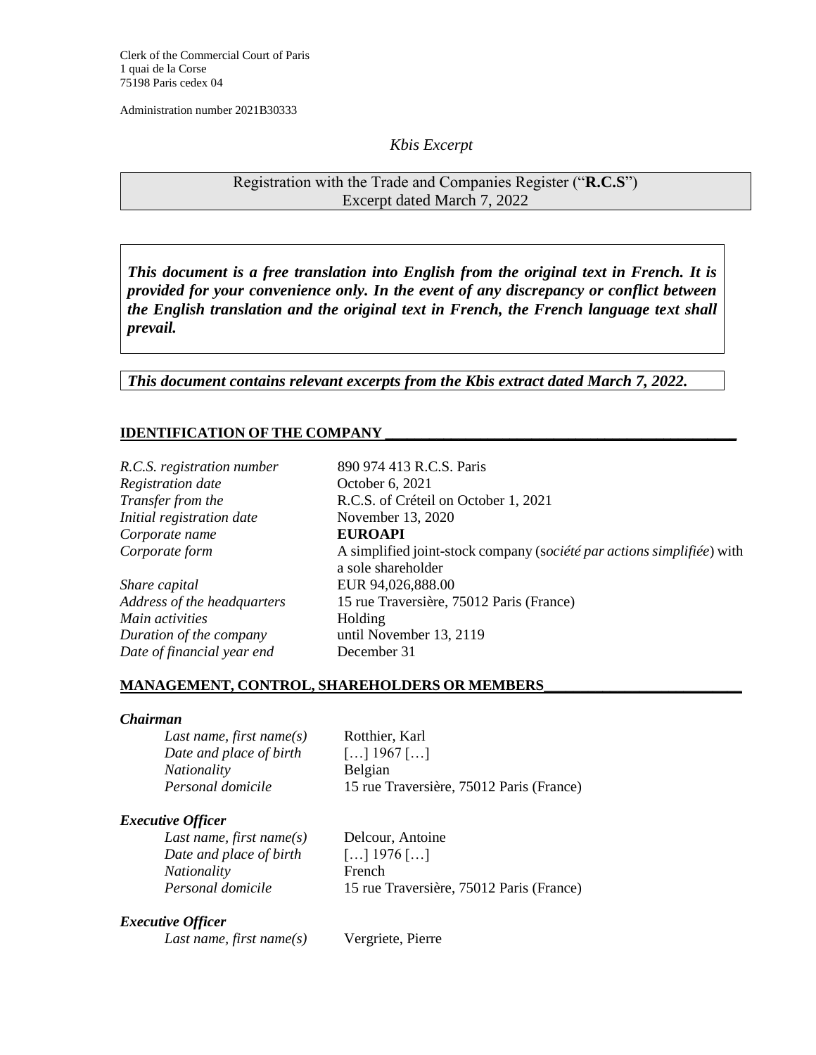Clerk of the Commercial Court of Paris
1 quai de la Corse
75198 Paris cedex 04

Administration number 2021B30333

*Kbis Excerpt*

Registration with the Trade and Companies Register ("**R.C.S**")
Excerpt dated March 7, 2022

***This document is a free translation into English from the original text in French. It is provided for your convenience only. In the event of any discrepancy or conflict between the English translation and the original text in French, the French language text shall prevail.***

***This document contains relevant excerpts from the Kbis extract dated March 7, 2022.***

## IDENTIFICATION OF THE COMPANY

| | |
|---|---|
| *R.C.S. registration number* | 890 974 413 R.C.S. Paris |
| *Registration date* | October 6, 2021 |
| *Transfer from the* | R.C.S. of Créteil on October 1, 2021 |
| *Initial registration date* | November 13, 2020 |
| *Corporate name* | **EUROAPI** |
| *Corporate form* | A simplified joint-stock company (*société par actions simplifiée*) with a sole shareholder |
| *Share capital* | EUR 94,026,888.00 |
| *Address of the headquarters* | 15 rue Traversière, 75012 Paris (France) |
| *Main activities* | Holding |
| *Duration of the company* | until November 13, 2119 |
| *Date of financial year end* | December 31 |

## MANAGEMENT, CONTROL, SHAREHOLDERS OR MEMBERS

***Chairman***

| | |
|---|---|
| *Last name, first name(s)* | Rotthier, Karl |
| *Date and place of birth* | […] 1967 […] |
| *Nationality* | Belgian |
| *Personal domicile* | 15 rue Traversière, 75012 Paris (France) |

***Executive Officer***

| | |
|---|---|
| *Last name, first name(s)* | Delcour, Antoine |
| *Date and place of birth* | […] 1976 […] |
| *Nationality* | French |
| *Personal domicile* | 15 rue Traversière, 75012 Paris (France) |

***Executive Officer***

| | |
|---|---|
| *Last name, first name(s)* | Vergriete, Pierre |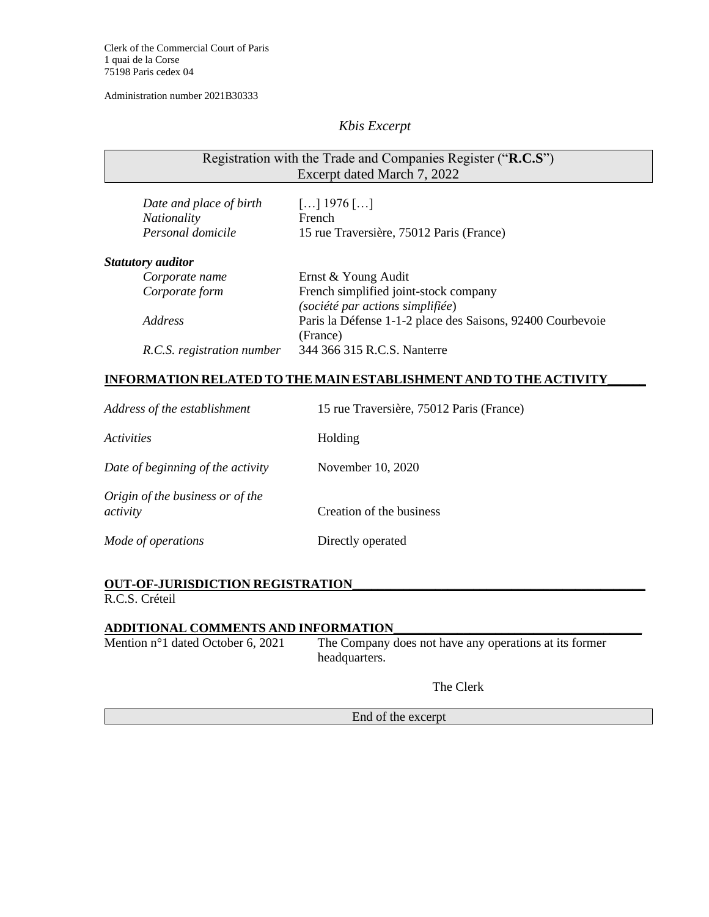Clerk of the Commercial Court of Paris
1 quai de la Corse
75198 Paris cedex 04

Administration number 2021B30333

*Kbis Excerpt*

Registration with the Trade and Companies Register ("**R.C.S**")
Excerpt dated March 7, 2022

| | |
|---|---|
| *Date and place of birth* | […] 1976 […] |
| *Nationality* | French |
| *Personal domicile* | 15 rue Traversière, 75012 Paris (France) |

***Statutory auditor***

| | |
|---|---|
| *Corporate name* | Ernst & Young Audit |
| *Corporate form* | French simplified joint-stock company *(société par actions simplifiée*) |
| *Address* | Paris la Défense 1-1-2 place des Saisons, 92400 Courbevoie (France) |
| *R.C.S. registration number* | 344 366 315 R.C.S. Nanterre |

**INFORMATION RELATED TO THE MAIN ESTABLISHMENT AND TO THE ACTIVITY**

| | |
|---|---|
| *Address of the establishment* | 15 rue Traversière, 75012 Paris (France) |
| *Activities* | Holding |
| *Date of beginning of the activity* | November 10, 2020 |
| *Origin of the business or of the activity* | Creation of the business |
| *Mode of operations* | Directly operated |

**OUT-OF-JURISDICTION REGISTRATION**

R.C.S. Créteil

**ADDITIONAL COMMENTS AND INFORMATION**

| | |
|---|---|
| Mention n°1 dated October 6, 2021 | The Company does not have any operations at its former headquarters. |

The Clerk

End of the excerpt